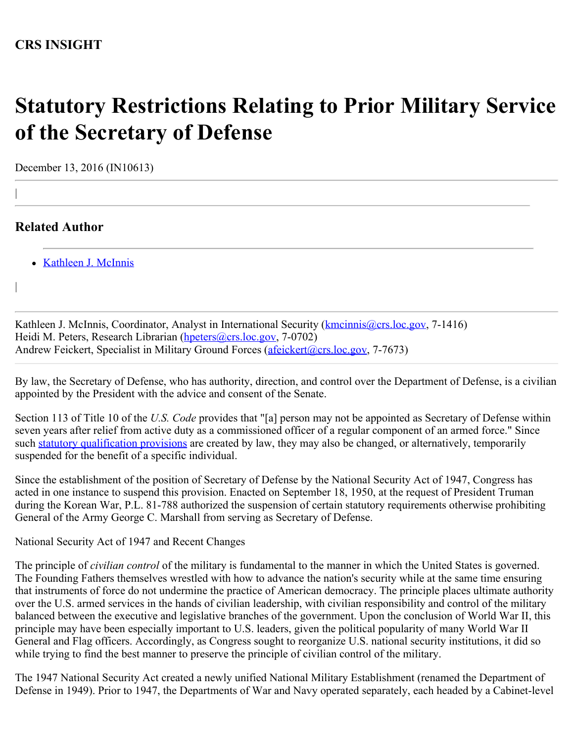**CRS INSIGHT**

# Statutory Restrictions Relating to Prior Military Service of the Secretary of Defense

December 13, 2016 (IN10613)

## Related Author

- Kathleen J. McInnis

Kathleen J. McInnis, Coordinator, Analyst in International Security (kmcinnis@crs.loc.gov, 7-1416)
Heidi M. Peters, Research Librarian (hpeters@crs.loc.gov, 7-0702)
Andrew Feickert, Specialist in Military Ground Forces (afeickert@crs.loc.gov, 7-7673)

By law, the Secretary of Defense, who has authority, direction, and control over the Department of Defense, is a civilian appointed by the President with the advice and consent of the Senate.

Section 113 of Title 10 of the *U.S. Code* provides that "[a] person may not be appointed as Secretary of Defense within seven years after relief from active duty as a commissioned officer of a regular component of an armed force." Since such statutory qualification provisions are created by law, they may also be changed, or alternatively, temporarily suspended for the benefit of a specific individual.

Since the establishment of the position of Secretary of Defense by the National Security Act of 1947, Congress has acted in one instance to suspend this provision. Enacted on September 18, 1950, at the request of President Truman during the Korean War, P.L. 81-788 authorized the suspension of certain statutory requirements otherwise prohibiting General of the Army George C. Marshall from serving as Secretary of Defense.

National Security Act of 1947 and Recent Changes

The principle of *civilian control* of the military is fundamental to the manner in which the United States is governed. The Founding Fathers themselves wrestled with how to advance the nation's security while at the same time ensuring that instruments of force do not undermine the practice of American democracy. The principle places ultimate authority over the U.S. armed services in the hands of civilian leadership, with civilian responsibility and control of the military balanced between the executive and legislative branches of the government. Upon the conclusion of World War II, this principle may have been especially important to U.S. leaders, given the political popularity of many World War II General and Flag officers. Accordingly, as Congress sought to reorganize U.S. national security institutions, it did so while trying to find the best manner to preserve the principle of civilian control of the military.

The 1947 National Security Act created a newly unified National Military Establishment (renamed the Department of Defense in 1949). Prior to 1947, the Departments of War and Navy operated separately, each headed by a Cabinet-level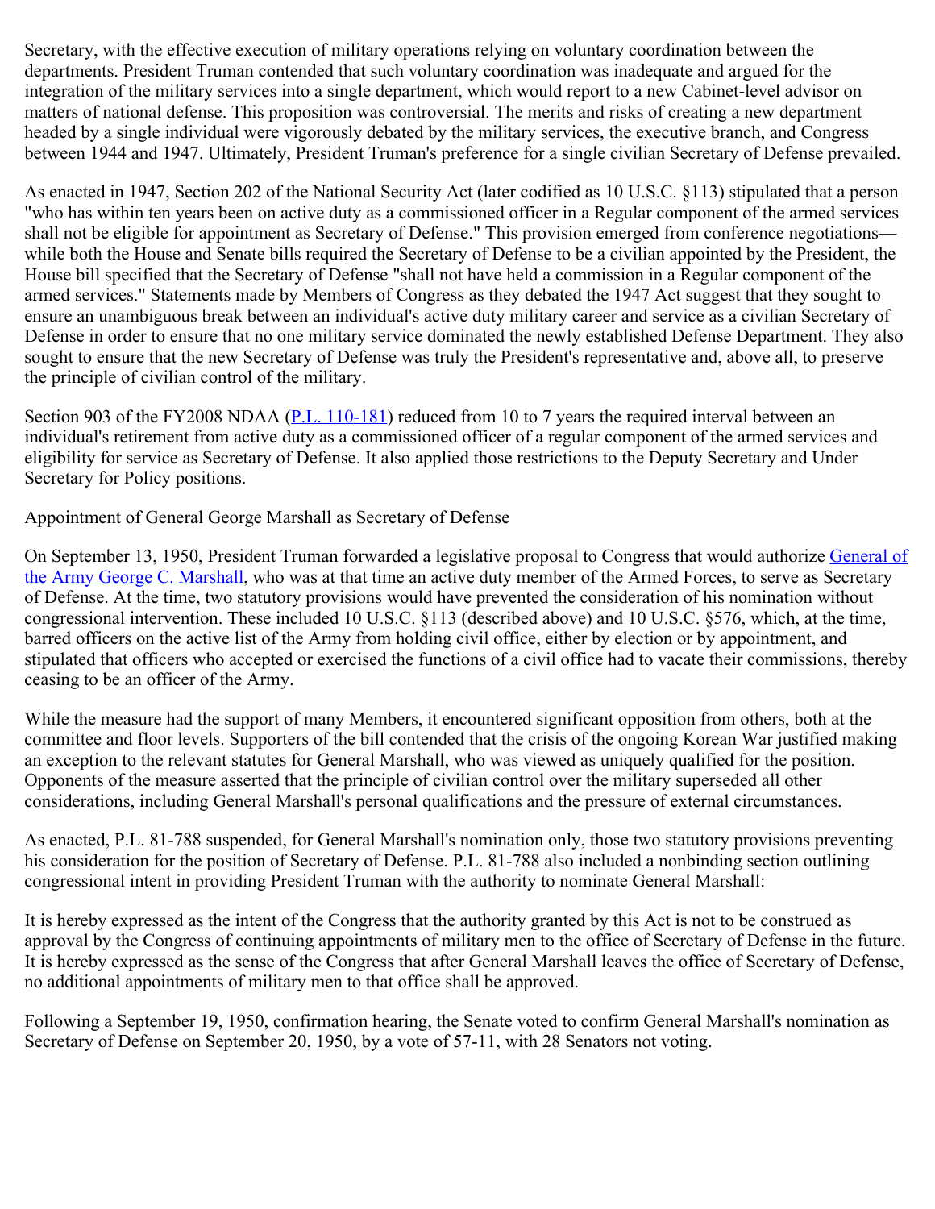Secretary, with the effective execution of military operations relying on voluntary coordination between the departments. President Truman contended that such voluntary coordination was inadequate and argued for the integration of the military services into a single department, which would report to a new Cabinet-level advisor on matters of national defense. This proposition was controversial. The merits and risks of creating a new department headed by a single individual were vigorously debated by the military services, the executive branch, and Congress between 1944 and 1947. Ultimately, President Truman's preference for a single civilian Secretary of Defense prevailed.

As enacted in 1947, Section 202 of the National Security Act (later codified as 10 U.S.C. §113) stipulated that a person "who has within ten years been on active duty as a commissioned officer in a Regular component of the armed services shall not be eligible for appointment as Secretary of Defense." This provision emerged from conference negotiations—while both the House and Senate bills required the Secretary of Defense to be a civilian appointed by the President, the House bill specified that the Secretary of Defense "shall not have held a commission in a Regular component of the armed services." Statements made by Members of Congress as they debated the 1947 Act suggest that they sought to ensure an unambiguous break between an individual's active duty military career and service as a civilian Secretary of Defense in order to ensure that no one military service dominated the newly established Defense Department. They also sought to ensure that the new Secretary of Defense was truly the President's representative and, above all, to preserve the principle of civilian control of the military.

Section 903 of the FY2008 NDAA (P.L. 110-181) reduced from 10 to 7 years the required interval between an individual's retirement from active duty as a commissioned officer of a regular component of the armed services and eligibility for service as Secretary of Defense. It also applied those restrictions to the Deputy Secretary and Under Secretary for Policy positions.

## Appointment of General George Marshall as Secretary of Defense

On September 13, 1950, President Truman forwarded a legislative proposal to Congress that would authorize General of the Army George C. Marshall, who was at that time an active duty member of the Armed Forces, to serve as Secretary of Defense. At the time, two statutory provisions would have prevented the consideration of his nomination without congressional intervention. These included 10 U.S.C. §113 (described above) and 10 U.S.C. §576, which, at the time, barred officers on the active list of the Army from holding civil office, either by election or by appointment, and stipulated that officers who accepted or exercised the functions of a civil office had to vacate their commissions, thereby ceasing to be an officer of the Army.

While the measure had the support of many Members, it encountered significant opposition from others, both at the committee and floor levels. Supporters of the bill contended that the crisis of the ongoing Korean War justified making an exception to the relevant statutes for General Marshall, who was viewed as uniquely qualified for the position. Opponents of the measure asserted that the principle of civilian control over the military superseded all other considerations, including General Marshall's personal qualifications and the pressure of external circumstances.

As enacted, P.L. 81-788 suspended, for General Marshall's nomination only, those two statutory provisions preventing his consideration for the position of Secretary of Defense. P.L. 81-788 also included a nonbinding section outlining congressional intent in providing President Truman with the authority to nominate General Marshall:

It is hereby expressed as the intent of the Congress that the authority granted by this Act is not to be construed as approval by the Congress of continuing appointments of military men to the office of Secretary of Defense in the future. It is hereby expressed as the sense of the Congress that after General Marshall leaves the office of Secretary of Defense, no additional appointments of military men to that office shall be approved.

Following a September 19, 1950, confirmation hearing, the Senate voted to confirm General Marshall's nomination as Secretary of Defense on September 20, 1950, by a vote of 57-11, with 28 Senators not voting.